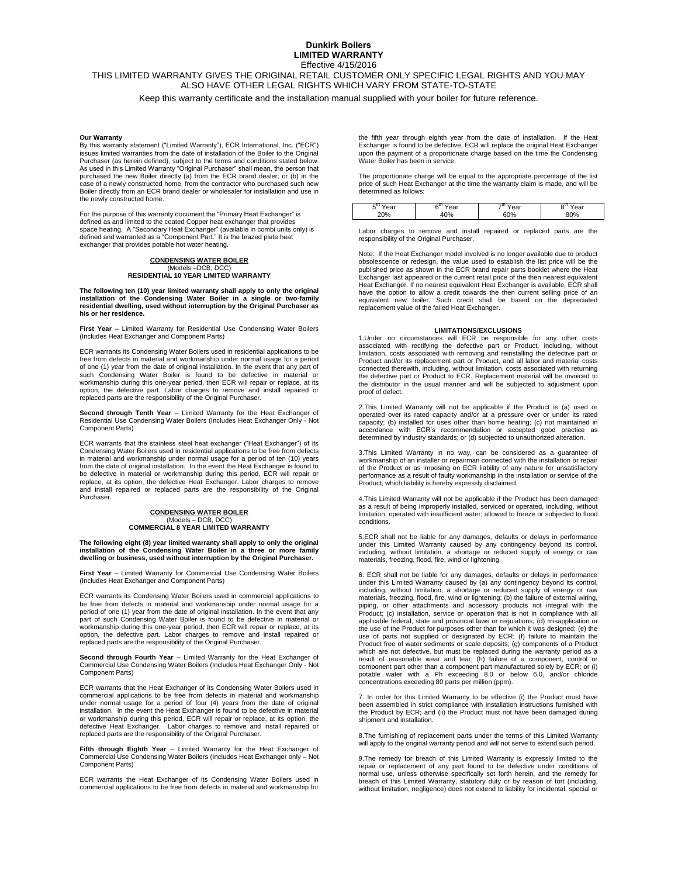# Dunkirk Boilers
## LIMITED WARRANTY

Effective 4/15/2016

THIS LIMITED WARRANTY GIVES THE ORIGINAL RETAIL CUSTOMER ONLY SPECIFIC LEGAL RIGHTS AND YOU MAY ALSO HAVE OTHER LEGAL RIGHTS WHICH VARY FROM STATE-TO-STATE

Keep this warranty certificate and the installation manual supplied with your boiler for future reference.

**Our Warranty**
By this warranty statement ("Limited Warranty"), ECR International, Inc. ("ECR") issues limited warranties from the date of installation of the Boiler to the Original Purchaser (as herein defined), subject to the terms and conditions stated below. As used in this Limited Warranty "Original Purchaser" shall mean, the person that purchased the new Boiler directly (a) from the ECR brand dealer; or (b) in the case of a newly constructed home, from the contractor who purchased such new Boiler directly from an ECR brand dealer or wholesaler for installation and use in the newly constructed home.

For the purpose of this warranty document the "Primary Heat Exchanger" is defined as and limited to the coated Copper heat exchanger that provides space heating. A "Secondary Heat Exchanger" (available in combi units only) is defined and warranted as a "Component Part." It is the brazed plate heat exchanger that provides potable hot water heating.

**CONDENSING WATER BOILER**
(Models –DCB, DCC)
**RESIDENTIAL 10 YEAR LIMITED WARRANTY**

**The following ten (10) year limited warranty shall apply to only the original installation of the Condensing Water Boiler in a single or two-family residential dwelling, used without interruption by the Original Purchaser as his or her residence.**

**First Year** – Limited Warranty for Residential Use Condensing Water Boilers (Includes Heat Exchanger and Component Parts)

ECR warrants its Condensing Water Boilers used in residential applications to be free from defects in material and workmanship under normal usage for a period of one (1) year from the date of original installation. In the event that any part of such Condensing Water Boiler is found to be defective in material or workmanship during this one-year period, then ECR will repair or replace, at its option, the defective part. Labor charges to remove and install repaired or replaced parts are the responsibility of the Original Purchaser.

**Second through Tenth Year** – Limited Warranty for the Heat Exchanger of Residential Use Condensing Water Boilers (Includes Heat Exchanger Only - Not Component Parts)

ECR warrants that the stainless steel heat exchanger ("Heat Exchanger") of its Condensing Water Boilers used in residential applications to be free from defects in material and workmanship under normal usage for a period of ten (10) years from the date of original installation. In the event the Heat Exchanger is found to be defective in material or workmanship during this period, ECR will repair or replace, at its option, the defective Heat Exchanger. Labor charges to remove and install repaired or replaced parts are the responsibility of the Original Purchaser.

**CONDENSING WATER BOILER**
(Models – DCB, DCC)
**COMMERCIAL 8 YEAR LIMITED WARRANTY**

**The following eight (8) year limited warranty shall apply to only the original installation of the Condensing Water Boiler in a three or more family dwelling or business, used without interruption by the Original Purchaser.**

**First Year** – Limited Warranty for Commercial Use Condensing Water Boilers (Includes Heat Exchanger and Component Parts)

ECR warrants its Condensing Water Boilers used in commercial applications to be free from defects in material and workmanship under normal usage for a period of one (1) year from the date of original installation. In the event that any part of such Condensing Water Boiler is found to be defective in material or workmanship during this one-year period, then ECR will repair or replace, at its option, the defective part. Labor charges to remove and install repaired or replaced parts are the responsibility of the Original Purchaser.

**Second through Fourth Year** – Limited Warranty for the Heat Exchanger of Commercial Use Condensing Water Boilers (Includes Heat Exchanger Only - Not Component Parts)

ECR warrants that the Heat Exchanger of its Condensing Water Boilers used in commercial applications to be free from defects in material and workmanship under normal usage for a period of four (4) years from the date of original installation. In the event the Heat Exchanger is found to be defective in material or workmanship during this period, ECR will repair or replace, at its option, the defective Heat Exchanger. Labor charges to remove and install repaired or replaced parts are the responsibility of the Original Purchaser.

**Fifth through Eighth Year** – Limited Warranty for the Heat Exchanger of Commercial Use Condensing Water Boilers (Includes Heat Exchanger only – Not Component Parts)

ECR warrants the Heat Exchanger of its Condensing Water Boilers used in commercial applications to be free from defects in material and workmanship for the fifth year through eighth year from the date of installation. If the Heat Exchanger is found to be defective, ECR will replace the original Heat Exchanger upon the payment of a proportionate charge based on the time the Condensing Water Boiler has been in service.

The proportionate charge will be equal to the appropriate percentage of the list price of such Heat Exchanger at the time the warranty claim is made, and will be determined as follows:

| 5th Year | 6th Year | 7th Year | 8th Year |
|---|---|---|---|
| 20% | 40% | 60% | 80% |

Labor charges to remove and install repaired or replaced parts are the responsibility of the Original Purchaser.

Note: If the Heat Exchanger model involved is no longer available due to product obsolescence or redesign, the value used to establish the list price will be the published price as shown in the ECR brand repair parts booklet where the Heat Exchanger last appeared or the current retail price of the then nearest equivalent Heat Exchanger. If no nearest equivalent Heat Exchanger is available, ECR shall have the option to allow a credit towards the then current selling price of an equivalent new boiler. Such credit shall be based on the depreciated replacement value of the failed Heat Exchanger.

**LIMITATIONS/EXCLUSIONS**

1.Under no circumstances will ECR be responsible for any other costs associated with rectifying the defective part or Product, including, without limitation, costs associated with removing and reinstalling the defective part or Product and/or its replacement part or Product, and all labor and material costs connected therewith, including, without limitation, costs associated with returning the defective part or Product to ECR. Replacement material will be invoiced to the distributor in the usual manner and will be subjected to adjustment upon proof of defect.

2.This Limited Warranty will not be applicable if the Product is (a) used or operated over its rated capacity and/or at a pressure over or under its rated capacity; (b) installed for uses other than home heating; (c) not maintained in accordance with ECR's recommendation or accepted good practice as determined by industry standards; or (d) subjected to unauthorized alteration.

3.This Limited Warranty in no way, can be considered as a guarantee of workmanship of an installer or repairman connected with the installation or repair of the Product or as imposing on ECR liability of any nature for unsatisfactory performance as a result of faulty workmanship in the installation or service of the Product, which liability is hereby expressly disclaimed.

4.This Limited Warranty will not be applicable if the Product has been damaged as a result of being improperly installed, serviced or operated, including, without limitation, operated with insufficient water; allowed to freeze or subjected to flood conditions.

5.ECR shall not be liable for any damages, defaults or delays in performance under this Limited Warranty caused by any contingency beyond its control, including, without limitation, a shortage or reduced supply of energy or raw materials, freezing, flood, fire, wind or lightening.

6. ECR shall not be liable for any damages, defaults or delays in performance under this Limited Warranty caused by (a) any contingency beyond its control, including, without limitation, a shortage or reduced supply of energy or raw materials, freezing, flood, fire, wind or lightening; (b) the failure of external wiring, piping, or other attachments and accessory products not integral with the Product; (c) installation, service or operation that is not in compliance with all applicable federal, state and provincial laws or regulations; (d) misapplication or the use of the Product for purposes other than for which it was designed; (e) the use of parts not supplied or designated by ECR; (f) failure to maintain the Product free of water sediments or scale deposits; (g) components of a Product which are not defective, but must be replaced during the warranty period as a result of reasonable wear and tear; (h) failure of a component, control or component part other than a component part manufactured solely by ECR; or (i) potable water with a Ph exceeding 8.0 or below 6.0, and/or chloride concentrations exceeding 80 parts per million (ppm).

7. In order for this Limited Warranty to be effective (i) the Product must have been assembled in strict compliance with installation instructions furnished with the Product by ECR; and (ii) the Product must not have been damaged during shipment and installation.

8.The furnishing of replacement parts under the terms of this Limited Warranty will apply to the original warranty period and will not serve to extend such period.

9.The remedy for breach of this Limited Warranty is expressly limited to the repair or replacement of any part found to be defective under conditions of normal use, unless otherwise specifically set forth herein, and the remedy for breach of this Limited Warranty, statutory duty or by reason of tort (including, without limitation, negligence) does not extend to liability for incidental, special or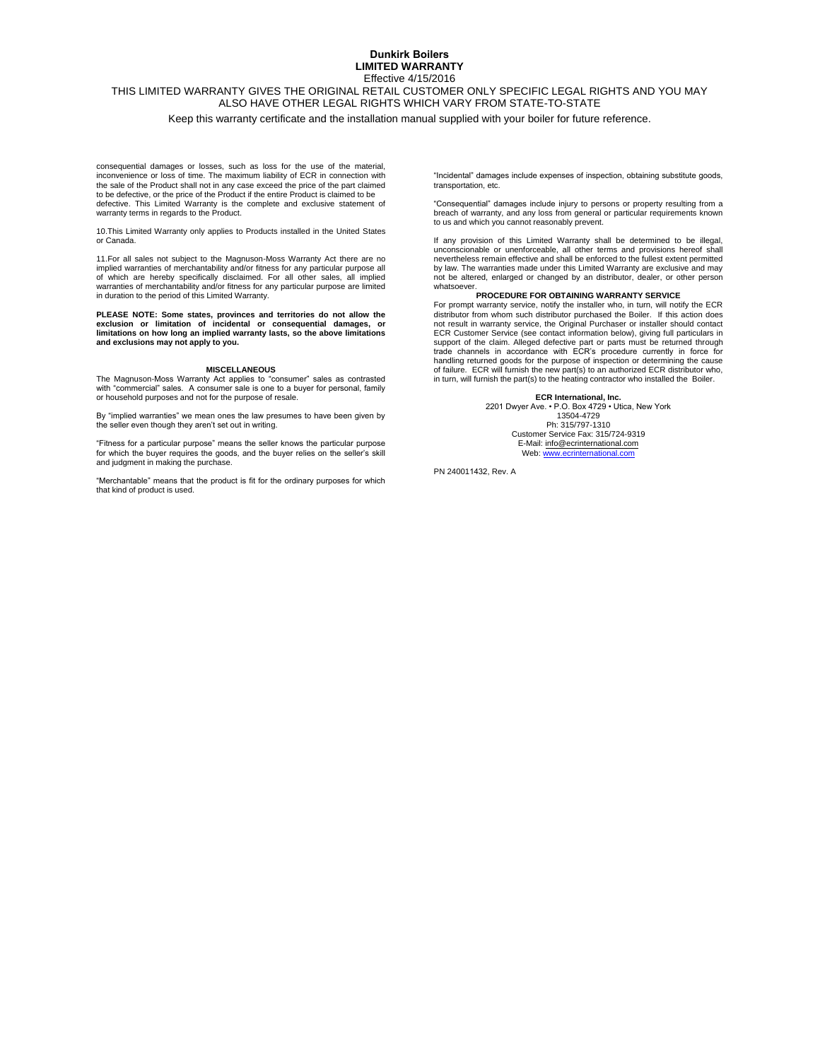**Dunkirk Boilers**
**LIMITED WARRANTY**
Effective 4/15/2016

THIS LIMITED WARRANTY GIVES THE ORIGINAL RETAIL CUSTOMER ONLY SPECIFIC LEGAL RIGHTS AND YOU MAY ALSO HAVE OTHER LEGAL RIGHTS WHICH VARY FROM STATE-TO-STATE

Keep this warranty certificate and the installation manual supplied with your boiler for future reference.

consequential damages or losses, such as loss for the use of the material, inconvenience or loss of time. The maximum liability of ECR in connection with the sale of the Product shall not in any case exceed the price of the part claimed to be defective, or the price of the Product if the entire Product is claimed to be defective. This Limited Warranty is the complete and exclusive statement of warranty terms in regards to the Product.

10.This Limited Warranty only applies to Products installed in the United States or Canada.

11.For all sales not subject to the Magnuson-Moss Warranty Act there are no implied warranties of merchantability and/or fitness for any particular purpose all of which are hereby specifically disclaimed. For all other sales, all implied warranties of merchantability and/or fitness for any particular purpose are limited in duration to the period of this Limited Warranty.

**PLEASE NOTE: Some states, provinces and territories do not allow the exclusion or limitation of incidental or consequential damages, or limitations on how long an implied warranty lasts, so the above limitations and exclusions may not apply to you.**

**MISCELLANEOUS**

The Magnuson-Moss Warranty Act applies to "consumer" sales as contrasted with "commercial" sales. A consumer sale is one to a buyer for personal, family or household purposes and not for the purpose of resale.

By "implied warranties" we mean ones the law presumes to have been given by the seller even though they aren't set out in writing.

"Fitness for a particular purpose" means the seller knows the particular purpose for which the buyer requires the goods, and the buyer relies on the seller's skill and judgment in making the purchase.

"Merchantable" means that the product is fit for the ordinary purposes for which that kind of product is used.

"Incidental" damages include expenses of inspection, obtaining substitute goods, transportation, etc.

"Consequential" damages include injury to persons or property resulting from a breach of warranty, and any loss from general or particular requirements known to us and which you cannot reasonably prevent.

If any provision of this Limited Warranty shall be determined to be illegal, unconscionable or unenforceable, all other terms and provisions hereof shall nevertheless remain effective and shall be enforced to the fullest extent permitted by law. The warranties made under this Limited Warranty are exclusive and may not be altered, enlarged or changed by an distributor, dealer, or other person whatsoever.

**PROCEDURE FOR OBTAINING WARRANTY SERVICE**

For prompt warranty service, notify the installer who, in turn, will notify the ECR distributor from whom such distributor purchased the Boiler. If this action does not result in warranty service, the Original Purchaser or installer should contact ECR Customer Service (see contact information below), giving full particulars in support of the claim. Alleged defective part or parts must be returned through trade channels in accordance with ECR's procedure currently in force for handling returned goods for the purpose of inspection or determining the cause of failure. ECR will furnish the new part(s) to an authorized ECR distributor who, in turn, will furnish the part(s) to the heating contractor who installed the Boiler.

**ECR International, Inc.**
2201 Dwyer Ave. • P.O. Box 4729 • Utica, New York 13504-4729
Ph: 315/797-1310
Customer Service Fax: 315/724-9319
E-Mail: info@ecrinternational.com
Web: www.ecrinternational.com

PN 240011432, Rev. A